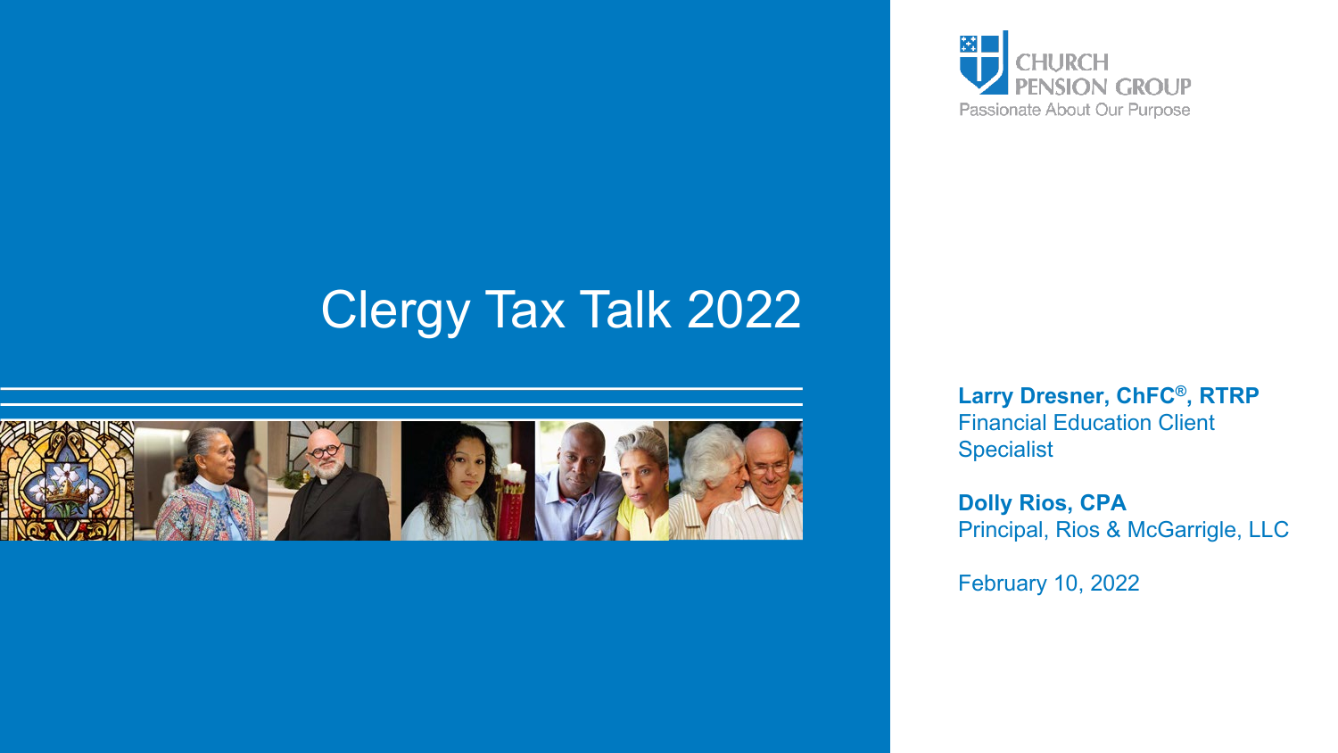CHURCH PENSION GROUP
Passionate About Our Purpose

# Clergy Tax Talk 2022

**Larry Dresner, ChFC®, RTRP**
Financial Education Client Specialist

**Dolly Rios, CPA**
Principal, Rios & McGarrigle, LLC

February 10, 2022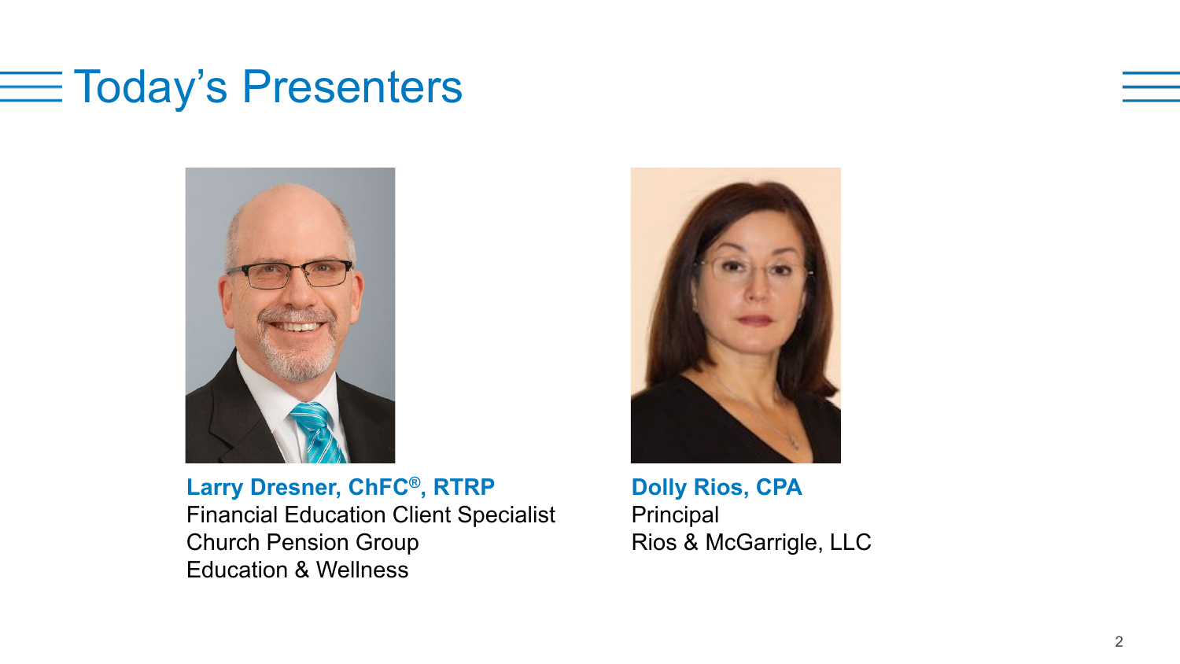# Today's Presenters

**Larry Dresner, ChFC®, RTRP**
Financial Education Client Specialist
Church Pension Group
Education & Wellness

**Dolly Rios, CPA**
Principal
Rios & McGarrigle, LLC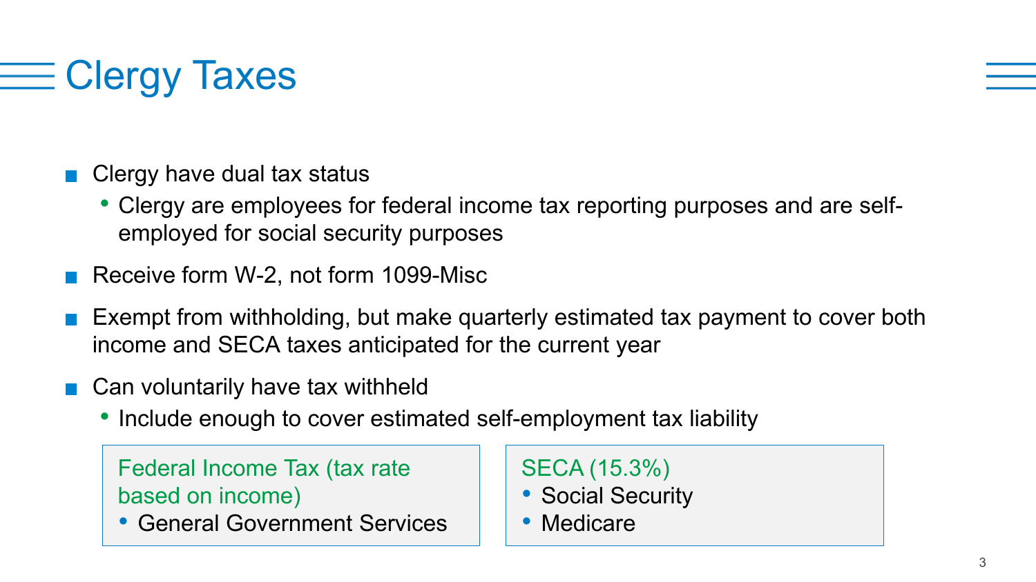# Clergy Taxes

- Clergy have dual tax status
  - Clergy are employees for federal income tax reporting purposes and are self-employed for social security purposes
- Receive form W-2, not form 1099-Misc
- Exempt from withholding, but make quarterly estimated tax payment to cover both income and SECA taxes anticipated for the current year
- Can voluntarily have tax withheld
  - Include enough to cover estimated self-employment tax liability

Federal Income Tax (tax rate based on income)

- General Government Services

SECA (15.3%)

- Social Security
- Medicare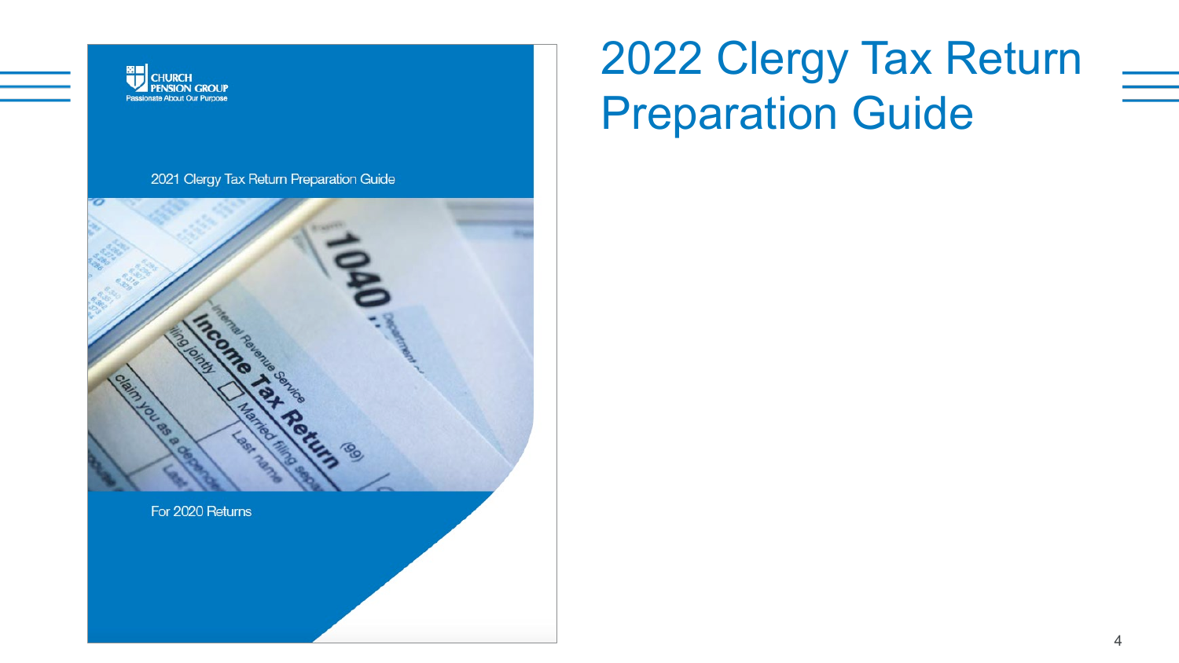# 2022 Clergy Tax Return Preparation Guide

CHURCH PENSION GROUP
Passionate About Our Purpose

2021 Clergy Tax Return Preparation Guide

For 2020 Returns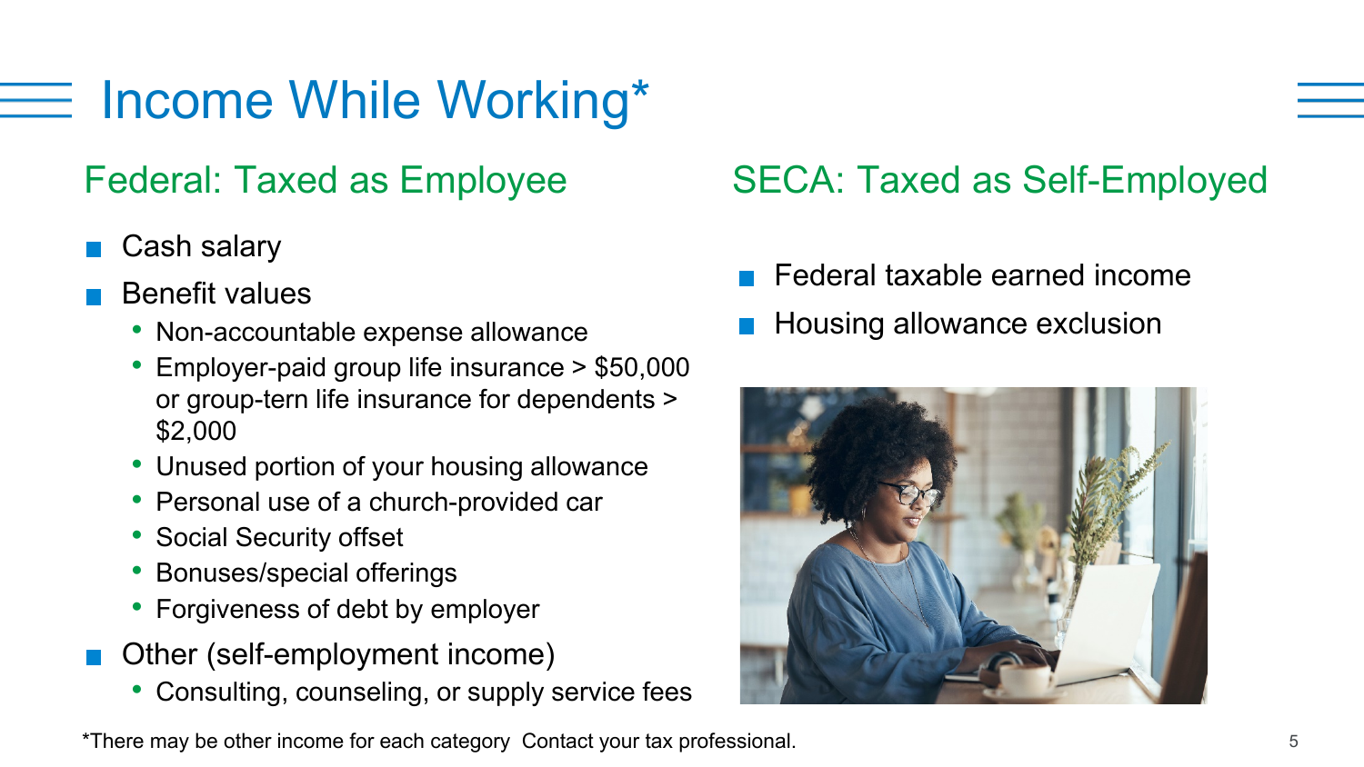# Income While Working*

## Federal: Taxed as Employee

- Cash salary
- Benefit values
  - Non-accountable expense allowance
  - Employer-paid group life insurance > $50,000 or group-tern life insurance for dependents > $2,000
  - Unused portion of your housing allowance
  - Personal use of a church-provided car
  - Social Security offset
  - Bonuses/special offerings
  - Forgiveness of debt by employer
- Other (self-employment income)
  - Consulting, counseling, or supply service fees

## SECA: Taxed as Self-Employed

- Federal taxable earned income
- Housing allowance exclusion

*There may be other income for each category  Contact your tax professional.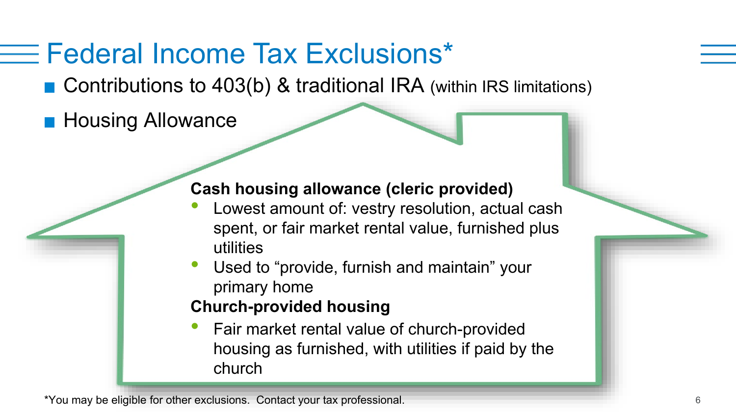# Federal Income Tax Exclusions*

- Contributions to 403(b) & traditional IRA (within IRS limitations)
- Housing Allowance

**Cash housing allowance (cleric provided)**

- Lowest amount of: vestry resolution, actual cash spent, or fair market rental value, furnished plus utilities
- Used to “provide, furnish and maintain” your primary home

**Church-provided housing**

- Fair market rental value of church-provided housing as furnished, with utilities if paid by the church

*You may be eligible for other exclusions. Contact your tax professional.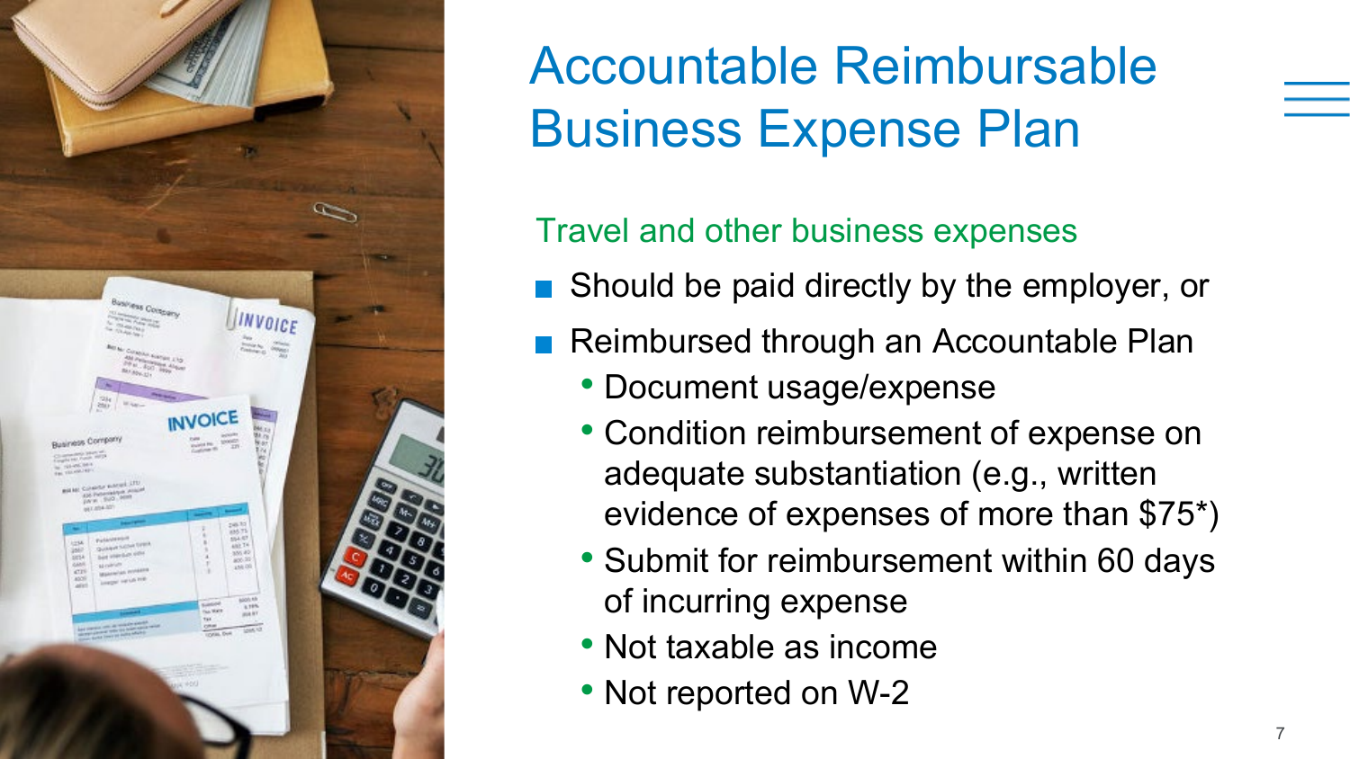# Accountable Reimbursable Business Expense Plan

Travel and other business expenses

- Should be paid directly by the employer, or
- Reimbursed through an Accountable Plan
  - Document usage/expense
  - Condition reimbursement of expense on adequate substantiation (e.g., written evidence of expenses of more than $75*)
  - Submit for reimbursement within 60 days of incurring expense
  - Not taxable as income
  - Not reported on W-2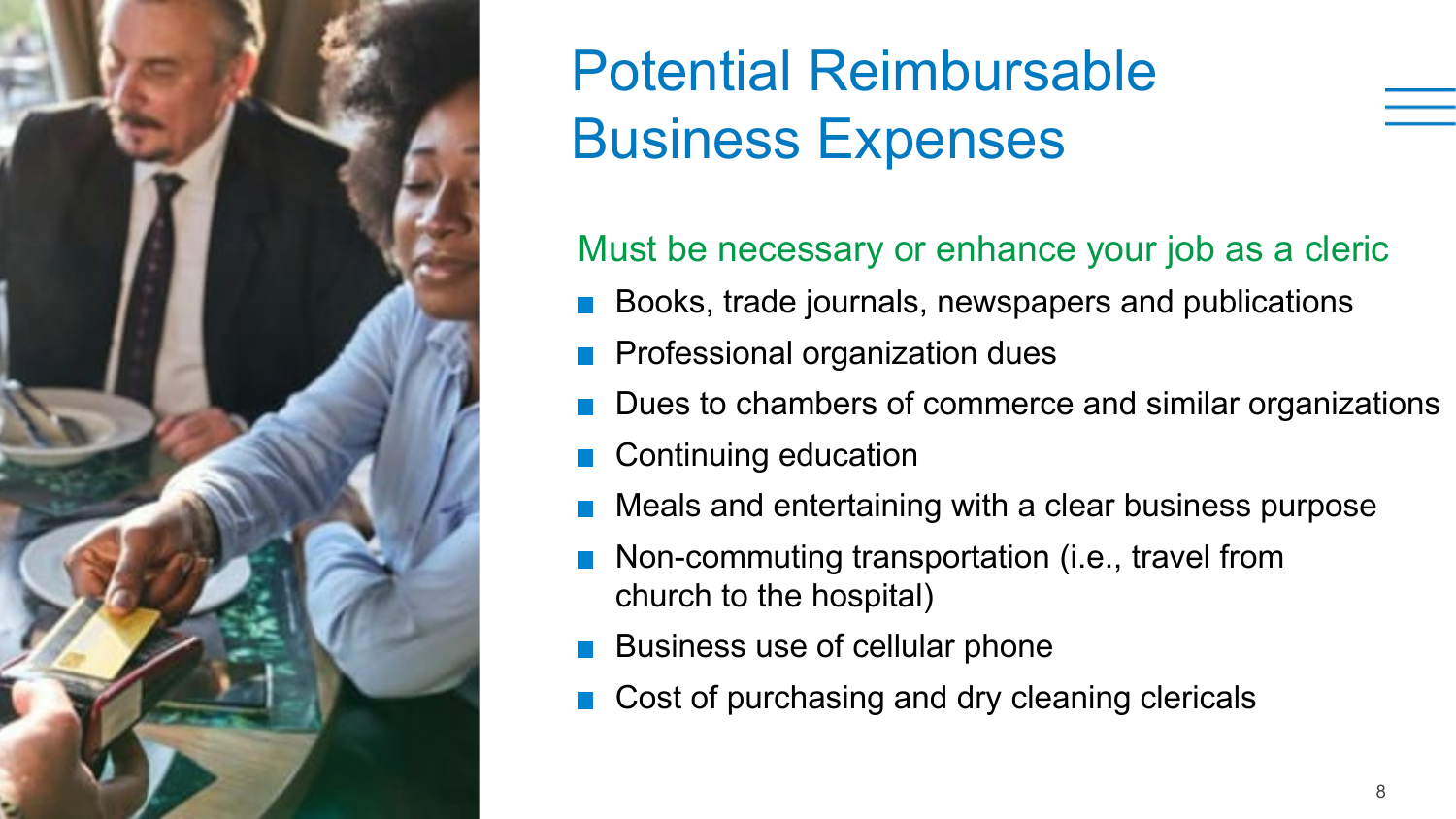# Potential Reimbursable Business Expenses

Must be necessary or enhance your job as a cleric

- Books, trade journals, newspapers and publications
- Professional organization dues
- Dues to chambers of commerce and similar organizations
- Continuing education
- Meals and entertaining with a clear business purpose
- Non-commuting transportation (i.e., travel from church to the hospital)
- Business use of cellular phone
- Cost of purchasing and dry cleaning clericals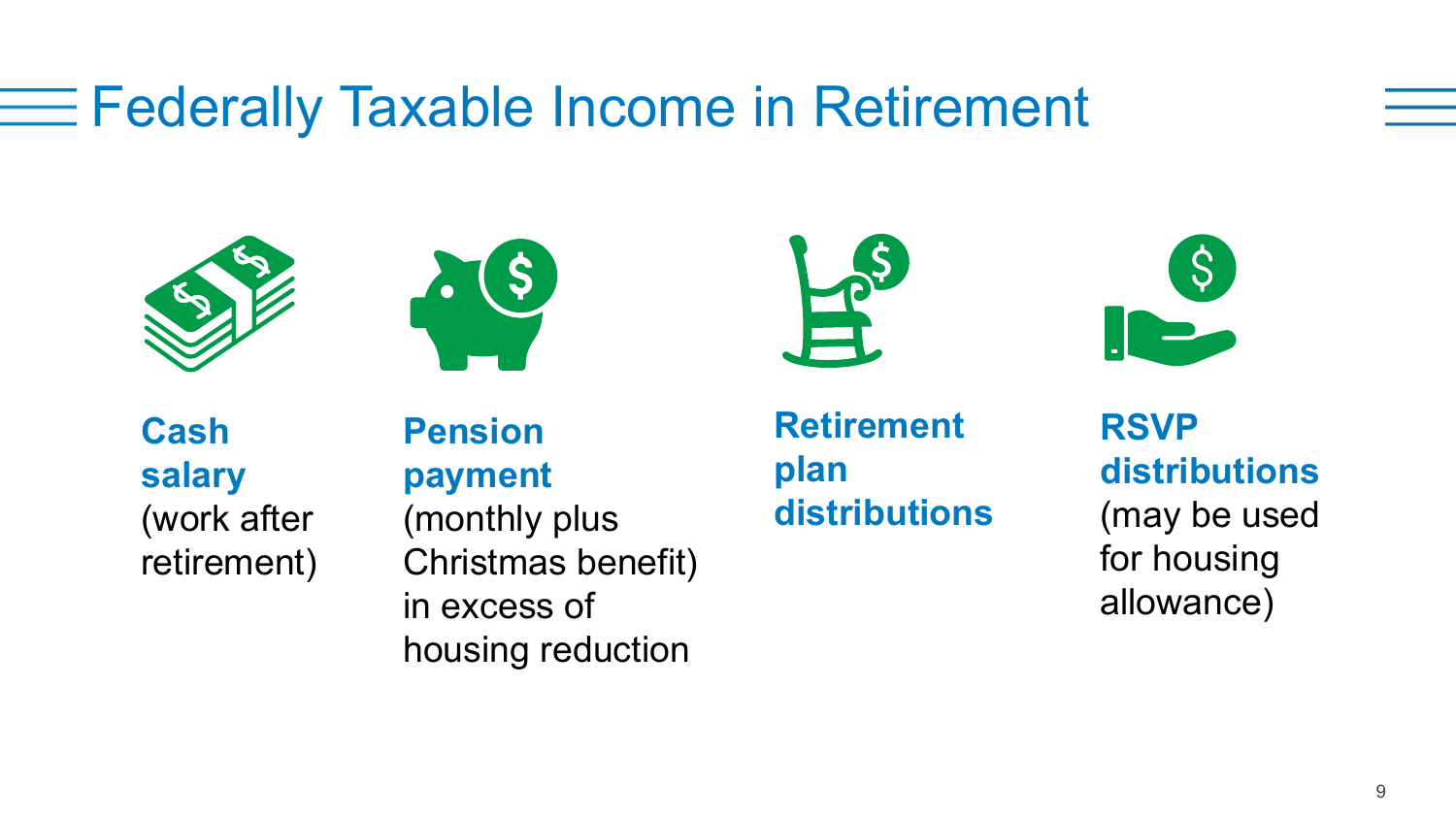# Federally Taxable Income in Retirement

- **Cash salary** (work after retirement)
- **Pension payment** (monthly plus Christmas benefit) in excess of housing reduction
- **Retirement plan distributions**
- **RSVP distributions** (may be used for housing allowance)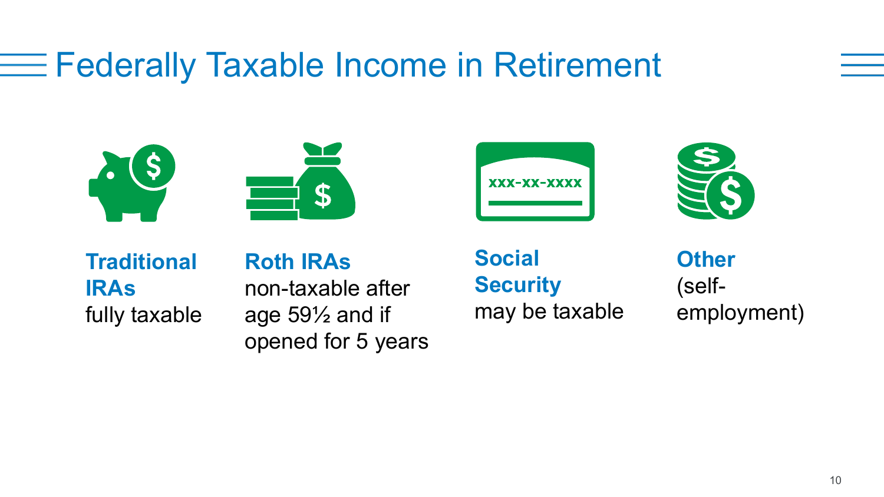# Federally Taxable Income in Retirement

**Traditional IRAs**
fully taxable

**Roth IRAs**
non-taxable after age 59½ and if opened for 5 years

**Social Security**
may be taxable

**Other**
(self-employment)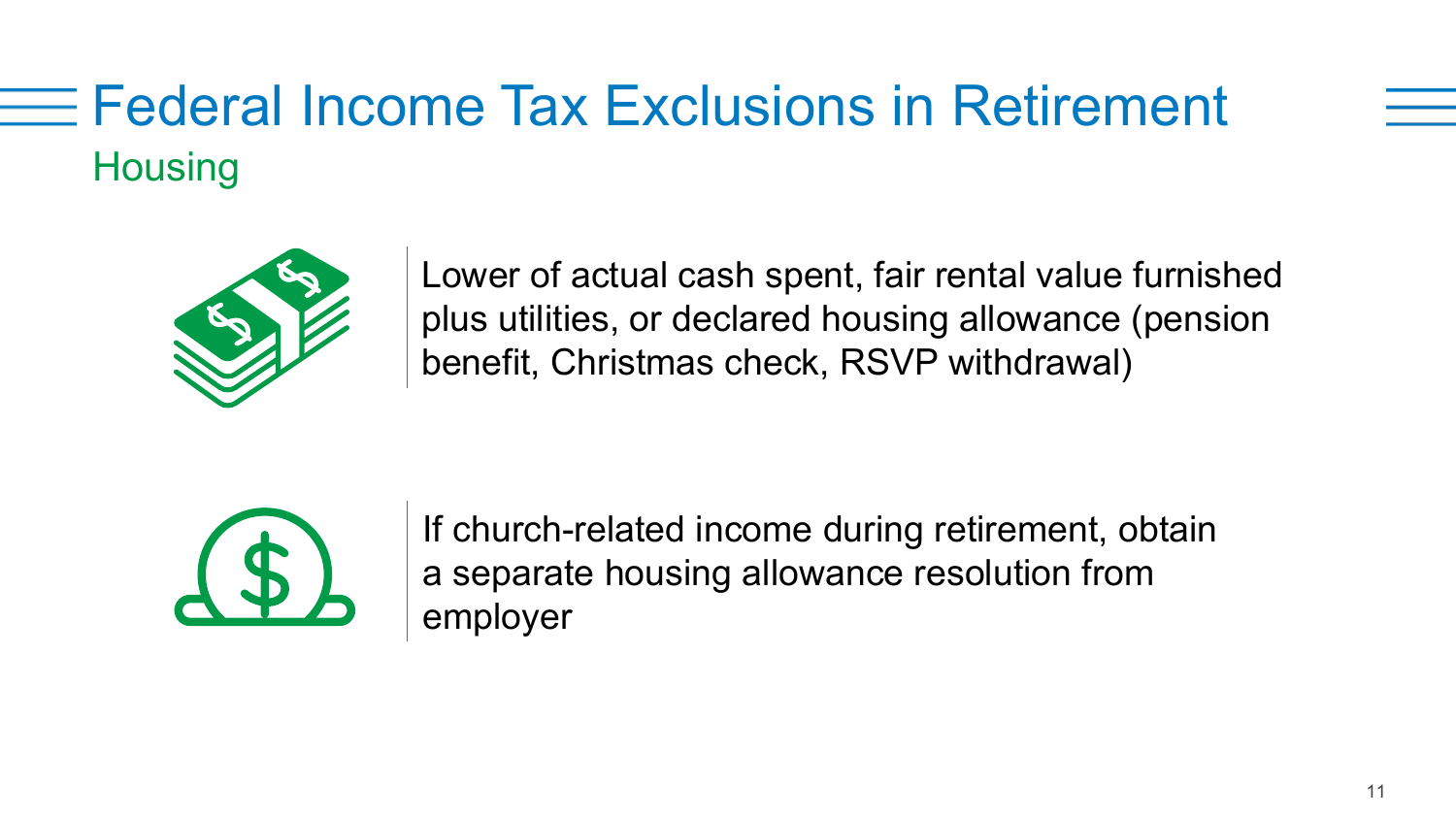# Federal Income Tax Exclusions in Retirement

## Housing

Lower of actual cash spent, fair rental value furnished plus utilities, or declared housing allowance (pension benefit, Christmas check, RSVP withdrawal)

If church-related income during retirement, obtain a separate housing allowance resolution from employer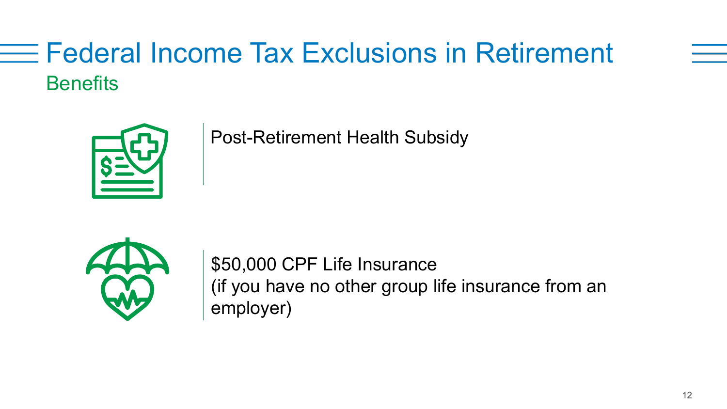# Federal Income Tax Exclusions in Retirement

## Benefits

Post-Retirement Health Subsidy

$50,000 CPF Life Insurance
(if you have no other group life insurance from an employer)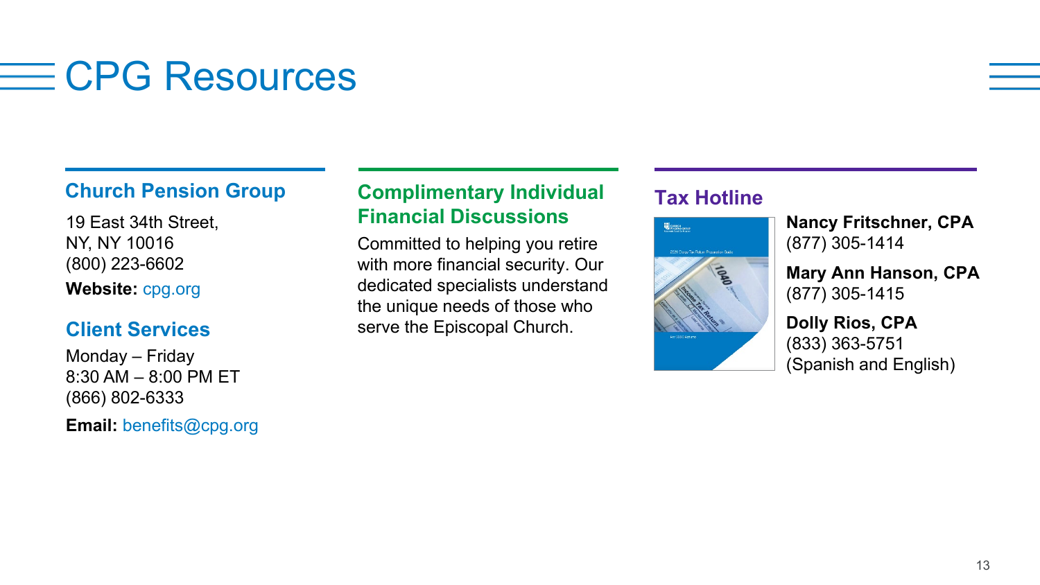# CPG Resources

## Church Pension Group

19 East 34th Street,
NY, NY 10016
(800) 223-6602

**Website:** cpg.org

## Client Services

Monday – Friday
8:30 AM – 8:00 PM ET
(866) 802-6333

**Email:** benefits@cpg.org

## Complimentary Individual Financial Discussions

Committed to helping you retire with more financial security. Our dedicated specialists understand the unique needs of those who serve the Episcopal Church.

## Tax Hotline

**Nancy Fritschner, CPA**
(877) 305-1414

**Mary Ann Hanson, CPA**
(877) 305-1415

**Dolly Rios, CPA**
(833) 363-5751
(Spanish and English)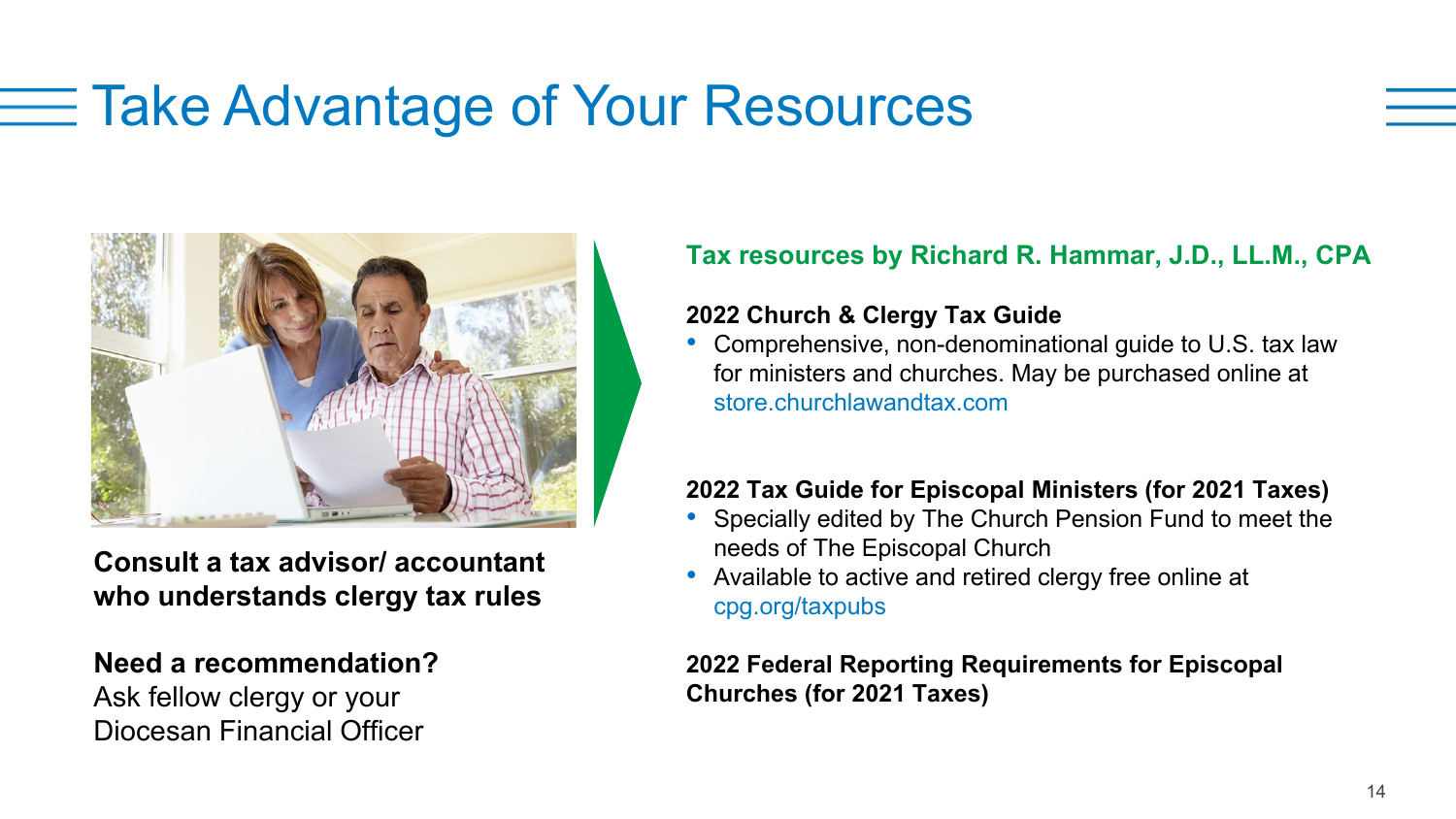# Take Advantage of Your Resources

**Consult a tax advisor/ accountant who understands clergy tax rules**

**Need a recommendation?**
Ask fellow clergy or your Diocesan Financial Officer

## Tax resources by Richard R. Hammar, J.D., LL.M., CPA

**2022 Church & Clergy Tax Guide**

- Comprehensive, non-denominational guide to U.S. tax law for ministers and churches. May be purchased online at store.churchlawandtax.com

**2022 Tax Guide for Episcopal Ministers (for 2021 Taxes)**

- Specially edited by The Church Pension Fund to meet the needs of The Episcopal Church
- Available to active and retired clergy free online at cpg.org/taxpubs

**2022 Federal Reporting Requirements for Episcopal Churches (for 2021 Taxes)**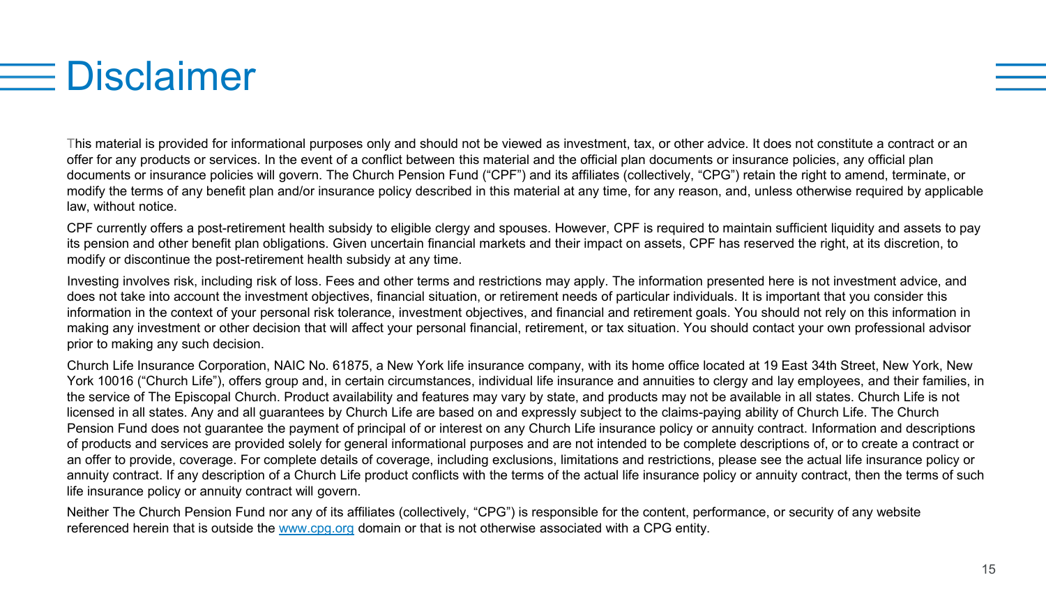# Disclaimer

This material is provided for informational purposes only and should not be viewed as investment, tax, or other advice. It does not constitute a contract or an offer for any products or services. In the event of a conflict between this material and the official plan documents or insurance policies, any official plan documents or insurance policies will govern. The Church Pension Fund ("CPF") and its affiliates (collectively, "CPG") retain the right to amend, terminate, or modify the terms of any benefit plan and/or insurance policy described in this material at any time, for any reason, and, unless otherwise required by applicable law, without notice.

CPF currently offers a post-retirement health subsidy to eligible clergy and spouses. However, CPF is required to maintain sufficient liquidity and assets to pay its pension and other benefit plan obligations. Given uncertain financial markets and their impact on assets, CPF has reserved the right, at its discretion, to modify or discontinue the post-retirement health subsidy at any time.

Investing involves risk, including risk of loss. Fees and other terms and restrictions may apply. The information presented here is not investment advice, and does not take into account the investment objectives, financial situation, or retirement needs of particular individuals. It is important that you consider this information in the context of your personal risk tolerance, investment objectives, and financial and retirement goals. You should not rely on this information in making any investment or other decision that will affect your personal financial, retirement, or tax situation. You should contact your own professional advisor prior to making any such decision.

Church Life Insurance Corporation, NAIC No. 61875, a New York life insurance company, with its home office located at 19 East 34th Street, New York, New York 10016 ("Church Life"), offers group and, in certain circumstances, individual life insurance and annuities to clergy and lay employees, and their families, in the service of The Episcopal Church. Product availability and features may vary by state, and products may not be available in all states. Church Life is not licensed in all states. Any and all guarantees by Church Life are based on and expressly subject to the claims-paying ability of Church Life. The Church Pension Fund does not guarantee the payment of principal of or interest on any Church Life insurance policy or annuity contract. Information and descriptions of products and services are provided solely for general informational purposes and are not intended to be complete descriptions of, or to create a contract or an offer to provide, coverage. For complete details of coverage, including exclusions, limitations and restrictions, please see the actual life insurance policy or annuity contract. If any description of a Church Life product conflicts with the terms of the actual life insurance policy or annuity contract, then the terms of such life insurance policy or annuity contract will govern.

Neither The Church Pension Fund nor any of its affiliates (collectively, "CPG") is responsible for the content, performance, or security of any website referenced herein that is outside the www.cpg.org domain or that is not otherwise associated with a CPG entity.